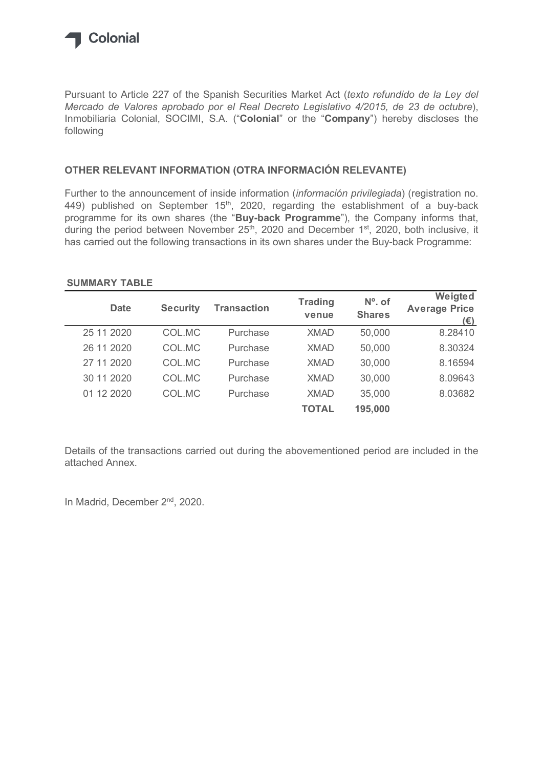Colonial

Pursuant to Article 227 of the Spanish Securities Market Act (*texto refundido de la Ley del Mercado de Valores aprobado por el Real Decreto Legislativo 4/2015, de 23 de octubre*), Inmobiliaria Colonial, SOCIMI, S.A. ("**Colonial**" or the "**Company**") hereby discloses the following

## OTHER RELEVANT INFORMATION (OTRA INFORMACIÓN RELEVANTE)

Further to the announcement of inside information (*información privilegiada*) (registration no. 449) published on September 15th, 2020, regarding the establishment of a buy-back programme for its own shares (the "**Buy-back Programme**"), the Company informs that, during the period between November 25th, 2020 and December 1st, 2020, both inclusive, it has carried out the following transactions in its own shares under the Buy-back Programme:

**SUMMARY TABLE**

| Date | Security | Transaction | Trading venue | Nº. of Shares | Weigted Average Price (€) |
|---|---|---|---|---|---|
| 25 11 2020 | COL.MC | Purchase | XMAD | 50,000 | 8.28410 |
| 26 11 2020 | COL.MC | Purchase | XMAD | 50,000 | 8.30324 |
| 27 11 2020 | COL.MC | Purchase | XMAD | 30,000 | 8.16594 |
| 30 11 2020 | COL.MC | Purchase | XMAD | 30,000 | 8.09643 |
| 01 12 2020 | COL.MC | Purchase | XMAD | 35,000 | 8.03682 |
| | | | **TOTAL** | **195,000** | |

Details of the transactions carried out during the abovementioned period are included in the attached Annex.

In Madrid, December 2nd, 2020.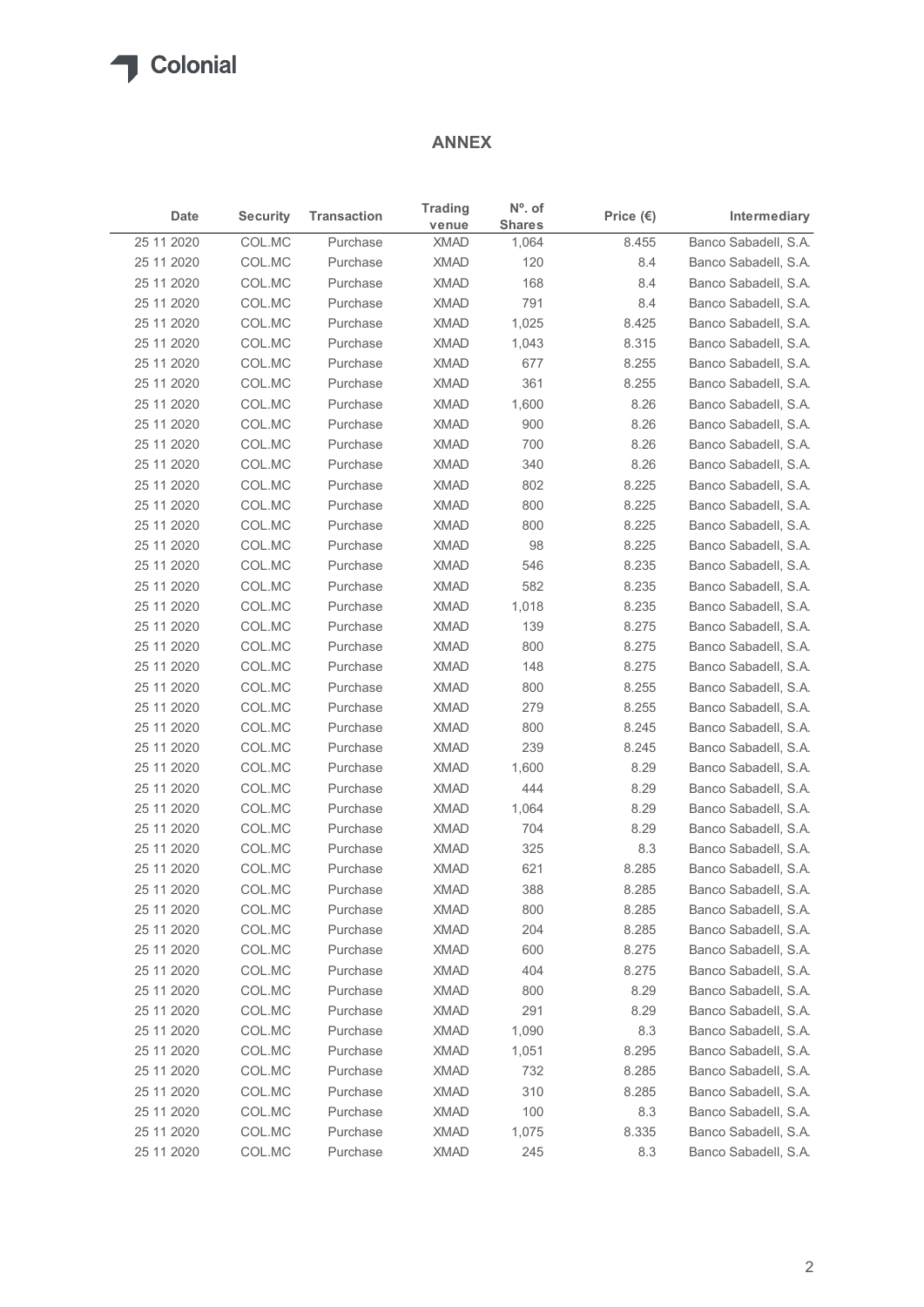## ANNEX

| Date | Security | Transaction | Trading venue | Nº. of Shares | Price (€) | Intermediary |
|---|---|---|---|---|---|---|
| 25 11 2020 | COL.MC | Purchase | XMAD | 1,064 | 8.455 | Banco Sabadell, S.A. |
| 25 11 2020 | COL.MC | Purchase | XMAD | 120 | 8.4 | Banco Sabadell, S.A. |
| 25 11 2020 | COL.MC | Purchase | XMAD | 168 | 8.4 | Banco Sabadell, S.A. |
| 25 11 2020 | COL.MC | Purchase | XMAD | 791 | 8.4 | Banco Sabadell, S.A. |
| 25 11 2020 | COL.MC | Purchase | XMAD | 1,025 | 8.425 | Banco Sabadell, S.A. |
| 25 11 2020 | COL.MC | Purchase | XMAD | 1,043 | 8.315 | Banco Sabadell, S.A. |
| 25 11 2020 | COL.MC | Purchase | XMAD | 677 | 8.255 | Banco Sabadell, S.A. |
| 25 11 2020 | COL.MC | Purchase | XMAD | 361 | 8.255 | Banco Sabadell, S.A. |
| 25 11 2020 | COL.MC | Purchase | XMAD | 1,600 | 8.26 | Banco Sabadell, S.A. |
| 25 11 2020 | COL.MC | Purchase | XMAD | 900 | 8.26 | Banco Sabadell, S.A. |
| 25 11 2020 | COL.MC | Purchase | XMAD | 700 | 8.26 | Banco Sabadell, S.A. |
| 25 11 2020 | COL.MC | Purchase | XMAD | 340 | 8.26 | Banco Sabadell, S.A. |
| 25 11 2020 | COL.MC | Purchase | XMAD | 802 | 8.225 | Banco Sabadell, S.A. |
| 25 11 2020 | COL.MC | Purchase | XMAD | 800 | 8.225 | Banco Sabadell, S.A. |
| 25 11 2020 | COL.MC | Purchase | XMAD | 800 | 8.225 | Banco Sabadell, S.A. |
| 25 11 2020 | COL.MC | Purchase | XMAD | 98 | 8.225 | Banco Sabadell, S.A. |
| 25 11 2020 | COL.MC | Purchase | XMAD | 546 | 8.235 | Banco Sabadell, S.A. |
| 25 11 2020 | COL.MC | Purchase | XMAD | 582 | 8.235 | Banco Sabadell, S.A. |
| 25 11 2020 | COL.MC | Purchase | XMAD | 1,018 | 8.235 | Banco Sabadell, S.A. |
| 25 11 2020 | COL.MC | Purchase | XMAD | 139 | 8.275 | Banco Sabadell, S.A. |
| 25 11 2020 | COL.MC | Purchase | XMAD | 800 | 8.275 | Banco Sabadell, S.A. |
| 25 11 2020 | COL.MC | Purchase | XMAD | 148 | 8.275 | Banco Sabadell, S.A. |
| 25 11 2020 | COL.MC | Purchase | XMAD | 800 | 8.255 | Banco Sabadell, S.A. |
| 25 11 2020 | COL.MC | Purchase | XMAD | 279 | 8.255 | Banco Sabadell, S.A. |
| 25 11 2020 | COL.MC | Purchase | XMAD | 800 | 8.245 | Banco Sabadell, S.A. |
| 25 11 2020 | COL.MC | Purchase | XMAD | 239 | 8.245 | Banco Sabadell, S.A. |
| 25 11 2020 | COL.MC | Purchase | XMAD | 1,600 | 8.29 | Banco Sabadell, S.A. |
| 25 11 2020 | COL.MC | Purchase | XMAD | 444 | 8.29 | Banco Sabadell, S.A. |
| 25 11 2020 | COL.MC | Purchase | XMAD | 1,064 | 8.29 | Banco Sabadell, S.A. |
| 25 11 2020 | COL.MC | Purchase | XMAD | 704 | 8.29 | Banco Sabadell, S.A. |
| 25 11 2020 | COL.MC | Purchase | XMAD | 325 | 8.3 | Banco Sabadell, S.A. |
| 25 11 2020 | COL.MC | Purchase | XMAD | 621 | 8.285 | Banco Sabadell, S.A. |
| 25 11 2020 | COL.MC | Purchase | XMAD | 388 | 8.285 | Banco Sabadell, S.A. |
| 25 11 2020 | COL.MC | Purchase | XMAD | 800 | 8.285 | Banco Sabadell, S.A. |
| 25 11 2020 | COL.MC | Purchase | XMAD | 204 | 8.285 | Banco Sabadell, S.A. |
| 25 11 2020 | COL.MC | Purchase | XMAD | 600 | 8.275 | Banco Sabadell, S.A. |
| 25 11 2020 | COL.MC | Purchase | XMAD | 404 | 8.275 | Banco Sabadell, S.A. |
| 25 11 2020 | COL.MC | Purchase | XMAD | 800 | 8.29 | Banco Sabadell, S.A. |
| 25 11 2020 | COL.MC | Purchase | XMAD | 291 | 8.29 | Banco Sabadell, S.A. |
| 25 11 2020 | COL.MC | Purchase | XMAD | 1,090 | 8.3 | Banco Sabadell, S.A. |
| 25 11 2020 | COL.MC | Purchase | XMAD | 1,051 | 8.295 | Banco Sabadell, S.A. |
| 25 11 2020 | COL.MC | Purchase | XMAD | 732 | 8.285 | Banco Sabadell, S.A. |
| 25 11 2020 | COL.MC | Purchase | XMAD | 310 | 8.285 | Banco Sabadell, S.A. |
| 25 11 2020 | COL.MC | Purchase | XMAD | 100 | 8.3 | Banco Sabadell, S.A. |
| 25 11 2020 | COL.MC | Purchase | XMAD | 1,075 | 8.335 | Banco Sabadell, S.A. |
| 25 11 2020 | COL.MC | Purchase | XMAD | 245 | 8.3 | Banco Sabadell, S.A. |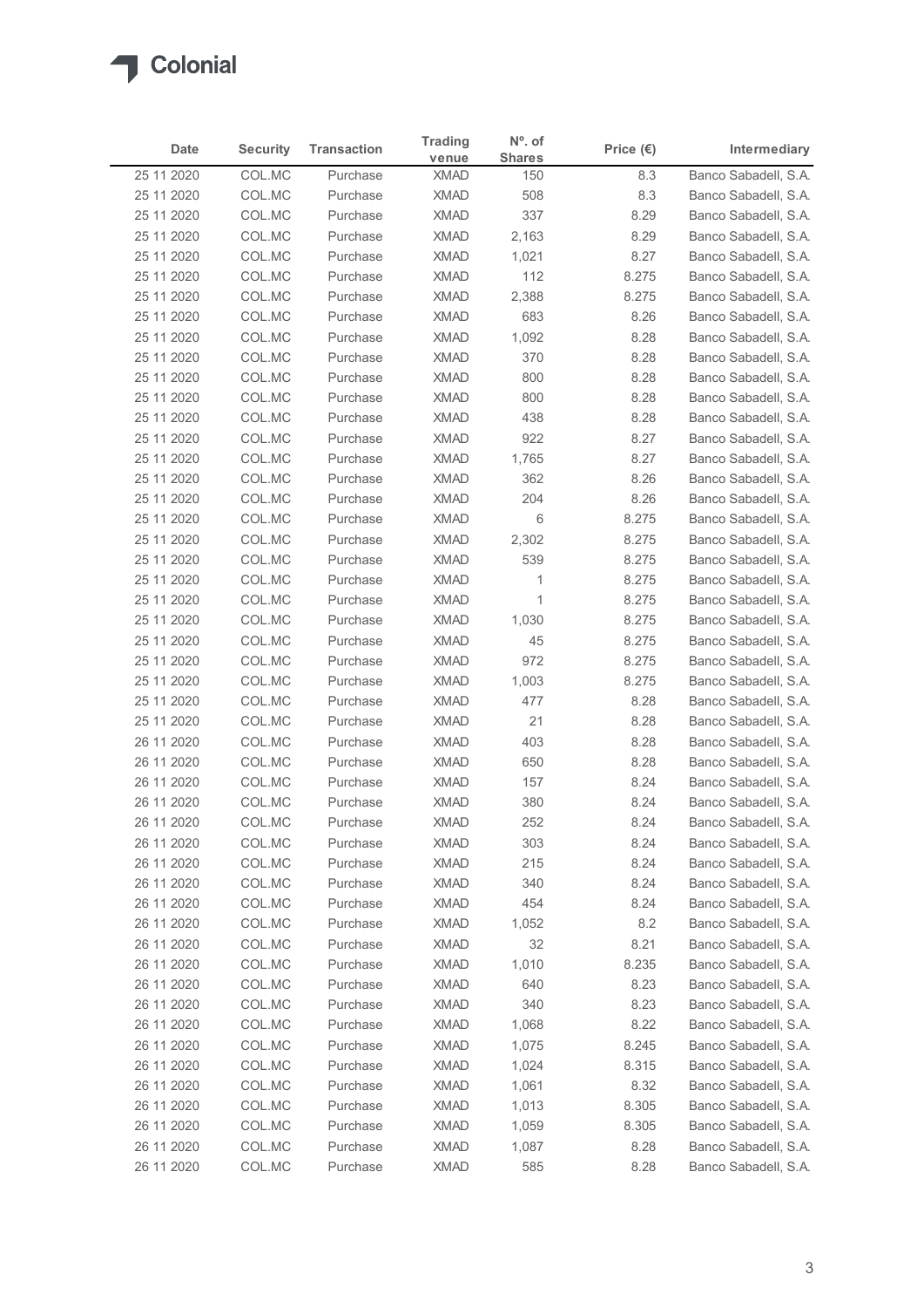| Date | Security | Transaction | Trading venue | Nº. of Shares | Price (€) | Intermediary |
|---|---|---|---|---|---|---|
| 25 11 2020 | COL.MC | Purchase | XMAD | 150 | 8.3 | Banco Sabadell, S.A. |
| 25 11 2020 | COL.MC | Purchase | XMAD | 508 | 8.3 | Banco Sabadell, S.A. |
| 25 11 2020 | COL.MC | Purchase | XMAD | 337 | 8.29 | Banco Sabadell, S.A. |
| 25 11 2020 | COL.MC | Purchase | XMAD | 2,163 | 8.29 | Banco Sabadell, S.A. |
| 25 11 2020 | COL.MC | Purchase | XMAD | 1,021 | 8.27 | Banco Sabadell, S.A. |
| 25 11 2020 | COL.MC | Purchase | XMAD | 112 | 8.275 | Banco Sabadell, S.A. |
| 25 11 2020 | COL.MC | Purchase | XMAD | 2,388 | 8.275 | Banco Sabadell, S.A. |
| 25 11 2020 | COL.MC | Purchase | XMAD | 683 | 8.26 | Banco Sabadell, S.A. |
| 25 11 2020 | COL.MC | Purchase | XMAD | 1,092 | 8.28 | Banco Sabadell, S.A. |
| 25 11 2020 | COL.MC | Purchase | XMAD | 370 | 8.28 | Banco Sabadell, S.A. |
| 25 11 2020 | COL.MC | Purchase | XMAD | 800 | 8.28 | Banco Sabadell, S.A. |
| 25 11 2020 | COL.MC | Purchase | XMAD | 800 | 8.28 | Banco Sabadell, S.A. |
| 25 11 2020 | COL.MC | Purchase | XMAD | 438 | 8.28 | Banco Sabadell, S.A. |
| 25 11 2020 | COL.MC | Purchase | XMAD | 922 | 8.27 | Banco Sabadell, S.A. |
| 25 11 2020 | COL.MC | Purchase | XMAD | 1,765 | 8.27 | Banco Sabadell, S.A. |
| 25 11 2020 | COL.MC | Purchase | XMAD | 362 | 8.26 | Banco Sabadell, S.A. |
| 25 11 2020 | COL.MC | Purchase | XMAD | 204 | 8.26 | Banco Sabadell, S.A. |
| 25 11 2020 | COL.MC | Purchase | XMAD | 6 | 8.275 | Banco Sabadell, S.A. |
| 25 11 2020 | COL.MC | Purchase | XMAD | 2,302 | 8.275 | Banco Sabadell, S.A. |
| 25 11 2020 | COL.MC | Purchase | XMAD | 539 | 8.275 | Banco Sabadell, S.A. |
| 25 11 2020 | COL.MC | Purchase | XMAD | 1 | 8.275 | Banco Sabadell, S.A. |
| 25 11 2020 | COL.MC | Purchase | XMAD | 1 | 8.275 | Banco Sabadell, S.A. |
| 25 11 2020 | COL.MC | Purchase | XMAD | 1,030 | 8.275 | Banco Sabadell, S.A. |
| 25 11 2020 | COL.MC | Purchase | XMAD | 45 | 8.275 | Banco Sabadell, S.A. |
| 25 11 2020 | COL.MC | Purchase | XMAD | 972 | 8.275 | Banco Sabadell, S.A. |
| 25 11 2020 | COL.MC | Purchase | XMAD | 1,003 | 8.275 | Banco Sabadell, S.A. |
| 25 11 2020 | COL.MC | Purchase | XMAD | 477 | 8.28 | Banco Sabadell, S.A. |
| 25 11 2020 | COL.MC | Purchase | XMAD | 21 | 8.28 | Banco Sabadell, S.A. |
| 26 11 2020 | COL.MC | Purchase | XMAD | 403 | 8.28 | Banco Sabadell, S.A. |
| 26 11 2020 | COL.MC | Purchase | XMAD | 650 | 8.28 | Banco Sabadell, S.A. |
| 26 11 2020 | COL.MC | Purchase | XMAD | 157 | 8.24 | Banco Sabadell, S.A. |
| 26 11 2020 | COL.MC | Purchase | XMAD | 380 | 8.24 | Banco Sabadell, S.A. |
| 26 11 2020 | COL.MC | Purchase | XMAD | 252 | 8.24 | Banco Sabadell, S.A. |
| 26 11 2020 | COL.MC | Purchase | XMAD | 303 | 8.24 | Banco Sabadell, S.A. |
| 26 11 2020 | COL.MC | Purchase | XMAD | 215 | 8.24 | Banco Sabadell, S.A. |
| 26 11 2020 | COL.MC | Purchase | XMAD | 340 | 8.24 | Banco Sabadell, S.A. |
| 26 11 2020 | COL.MC | Purchase | XMAD | 454 | 8.24 | Banco Sabadell, S.A. |
| 26 11 2020 | COL.MC | Purchase | XMAD | 1,052 | 8.2 | Banco Sabadell, S.A. |
| 26 11 2020 | COL.MC | Purchase | XMAD | 32 | 8.21 | Banco Sabadell, S.A. |
| 26 11 2020 | COL.MC | Purchase | XMAD | 1,010 | 8.235 | Banco Sabadell, S.A. |
| 26 11 2020 | COL.MC | Purchase | XMAD | 640 | 8.23 | Banco Sabadell, S.A. |
| 26 11 2020 | COL.MC | Purchase | XMAD | 340 | 8.23 | Banco Sabadell, S.A. |
| 26 11 2020 | COL.MC | Purchase | XMAD | 1,068 | 8.22 | Banco Sabadell, S.A. |
| 26 11 2020 | COL.MC | Purchase | XMAD | 1,075 | 8.245 | Banco Sabadell, S.A. |
| 26 11 2020 | COL.MC | Purchase | XMAD | 1,024 | 8.315 | Banco Sabadell, S.A. |
| 26 11 2020 | COL.MC | Purchase | XMAD | 1,061 | 8.32 | Banco Sabadell, S.A. |
| 26 11 2020 | COL.MC | Purchase | XMAD | 1,013 | 8.305 | Banco Sabadell, S.A. |
| 26 11 2020 | COL.MC | Purchase | XMAD | 1,059 | 8.305 | Banco Sabadell, S.A. |
| 26 11 2020 | COL.MC | Purchase | XMAD | 1,087 | 8.28 | Banco Sabadell, S.A. |
| 26 11 2020 | COL.MC | Purchase | XMAD | 585 | 8.28 | Banco Sabadell, S.A. |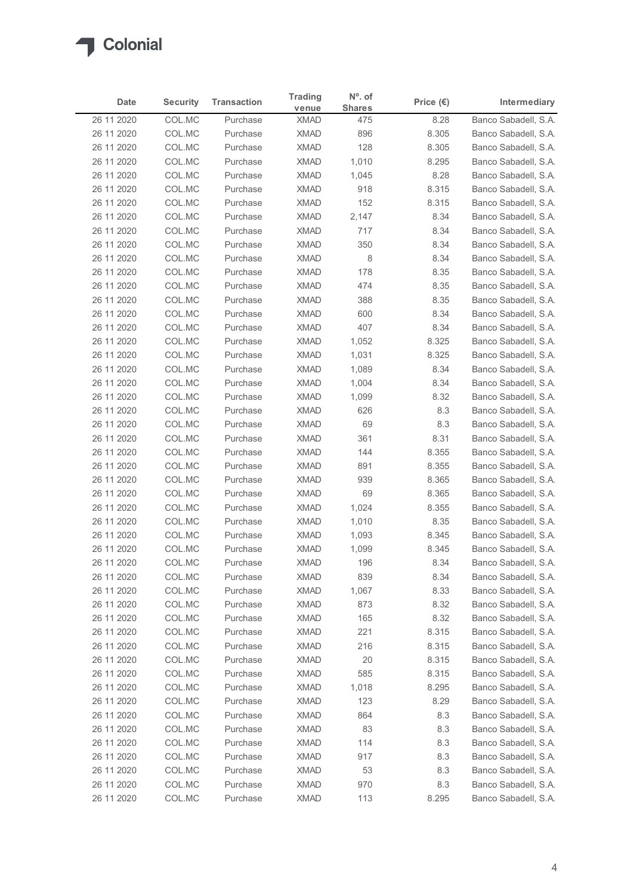| Date | Security | Transaction | Trading venue | Nº. of Shares | Price (€) | Intermediary |
|---|---|---|---|---|---|---|
| 26 11 2020 | COL.MC | Purchase | XMAD | 475 | 8.28 | Banco Sabadell, S.A. |
| 26 11 2020 | COL.MC | Purchase | XMAD | 896 | 8.305 | Banco Sabadell, S.A. |
| 26 11 2020 | COL.MC | Purchase | XMAD | 128 | 8.305 | Banco Sabadell, S.A. |
| 26 11 2020 | COL.MC | Purchase | XMAD | 1,010 | 8.295 | Banco Sabadell, S.A. |
| 26 11 2020 | COL.MC | Purchase | XMAD | 1,045 | 8.28 | Banco Sabadell, S.A. |
| 26 11 2020 | COL.MC | Purchase | XMAD | 918 | 8.315 | Banco Sabadell, S.A. |
| 26 11 2020 | COL.MC | Purchase | XMAD | 152 | 8.315 | Banco Sabadell, S.A. |
| 26 11 2020 | COL.MC | Purchase | XMAD | 2,147 | 8.34 | Banco Sabadell, S.A. |
| 26 11 2020 | COL.MC | Purchase | XMAD | 717 | 8.34 | Banco Sabadell, S.A. |
| 26 11 2020 | COL.MC | Purchase | XMAD | 350 | 8.34 | Banco Sabadell, S.A. |
| 26 11 2020 | COL.MC | Purchase | XMAD | 8 | 8.34 | Banco Sabadell, S.A. |
| 26 11 2020 | COL.MC | Purchase | XMAD | 178 | 8.35 | Banco Sabadell, S.A. |
| 26 11 2020 | COL.MC | Purchase | XMAD | 474 | 8.35 | Banco Sabadell, S.A. |
| 26 11 2020 | COL.MC | Purchase | XMAD | 388 | 8.35 | Banco Sabadell, S.A. |
| 26 11 2020 | COL.MC | Purchase | XMAD | 600 | 8.34 | Banco Sabadell, S.A. |
| 26 11 2020 | COL.MC | Purchase | XMAD | 407 | 8.34 | Banco Sabadell, S.A. |
| 26 11 2020 | COL.MC | Purchase | XMAD | 1,052 | 8.325 | Banco Sabadell, S.A. |
| 26 11 2020 | COL.MC | Purchase | XMAD | 1,031 | 8.325 | Banco Sabadell, S.A. |
| 26 11 2020 | COL.MC | Purchase | XMAD | 1,089 | 8.34 | Banco Sabadell, S.A. |
| 26 11 2020 | COL.MC | Purchase | XMAD | 1,004 | 8.34 | Banco Sabadell, S.A. |
| 26 11 2020 | COL.MC | Purchase | XMAD | 1,099 | 8.32 | Banco Sabadell, S.A. |
| 26 11 2020 | COL.MC | Purchase | XMAD | 626 | 8.3 | Banco Sabadell, S.A. |
| 26 11 2020 | COL.MC | Purchase | XMAD | 69 | 8.3 | Banco Sabadell, S.A. |
| 26 11 2020 | COL.MC | Purchase | XMAD | 361 | 8.31 | Banco Sabadell, S.A. |
| 26 11 2020 | COL.MC | Purchase | XMAD | 144 | 8.355 | Banco Sabadell, S.A. |
| 26 11 2020 | COL.MC | Purchase | XMAD | 891 | 8.355 | Banco Sabadell, S.A. |
| 26 11 2020 | COL.MC | Purchase | XMAD | 939 | 8.365 | Banco Sabadell, S.A. |
| 26 11 2020 | COL.MC | Purchase | XMAD | 69 | 8.365 | Banco Sabadell, S.A. |
| 26 11 2020 | COL.MC | Purchase | XMAD | 1,024 | 8.355 | Banco Sabadell, S.A. |
| 26 11 2020 | COL.MC | Purchase | XMAD | 1,010 | 8.35 | Banco Sabadell, S.A. |
| 26 11 2020 | COL.MC | Purchase | XMAD | 1,093 | 8.345 | Banco Sabadell, S.A. |
| 26 11 2020 | COL.MC | Purchase | XMAD | 1,099 | 8.345 | Banco Sabadell, S.A. |
| 26 11 2020 | COL.MC | Purchase | XMAD | 196 | 8.34 | Banco Sabadell, S.A. |
| 26 11 2020 | COL.MC | Purchase | XMAD | 839 | 8.34 | Banco Sabadell, S.A. |
| 26 11 2020 | COL.MC | Purchase | XMAD | 1,067 | 8.33 | Banco Sabadell, S.A. |
| 26 11 2020 | COL.MC | Purchase | XMAD | 873 | 8.32 | Banco Sabadell, S.A. |
| 26 11 2020 | COL.MC | Purchase | XMAD | 165 | 8.32 | Banco Sabadell, S.A. |
| 26 11 2020 | COL.MC | Purchase | XMAD | 221 | 8.315 | Banco Sabadell, S.A. |
| 26 11 2020 | COL.MC | Purchase | XMAD | 216 | 8.315 | Banco Sabadell, S.A. |
| 26 11 2020 | COL.MC | Purchase | XMAD | 20 | 8.315 | Banco Sabadell, S.A. |
| 26 11 2020 | COL.MC | Purchase | XMAD | 585 | 8.315 | Banco Sabadell, S.A. |
| 26 11 2020 | COL.MC | Purchase | XMAD | 1,018 | 8.295 | Banco Sabadell, S.A. |
| 26 11 2020 | COL.MC | Purchase | XMAD | 123 | 8.29 | Banco Sabadell, S.A. |
| 26 11 2020 | COL.MC | Purchase | XMAD | 864 | 8.3 | Banco Sabadell, S.A. |
| 26 11 2020 | COL.MC | Purchase | XMAD | 83 | 8.3 | Banco Sabadell, S.A. |
| 26 11 2020 | COL.MC | Purchase | XMAD | 114 | 8.3 | Banco Sabadell, S.A. |
| 26 11 2020 | COL.MC | Purchase | XMAD | 917 | 8.3 | Banco Sabadell, S.A. |
| 26 11 2020 | COL.MC | Purchase | XMAD | 53 | 8.3 | Banco Sabadell, S.A. |
| 26 11 2020 | COL.MC | Purchase | XMAD | 970 | 8.3 | Banco Sabadell, S.A. |
| 26 11 2020 | COL.MC | Purchase | XMAD | 113 | 8.295 | Banco Sabadell, S.A. |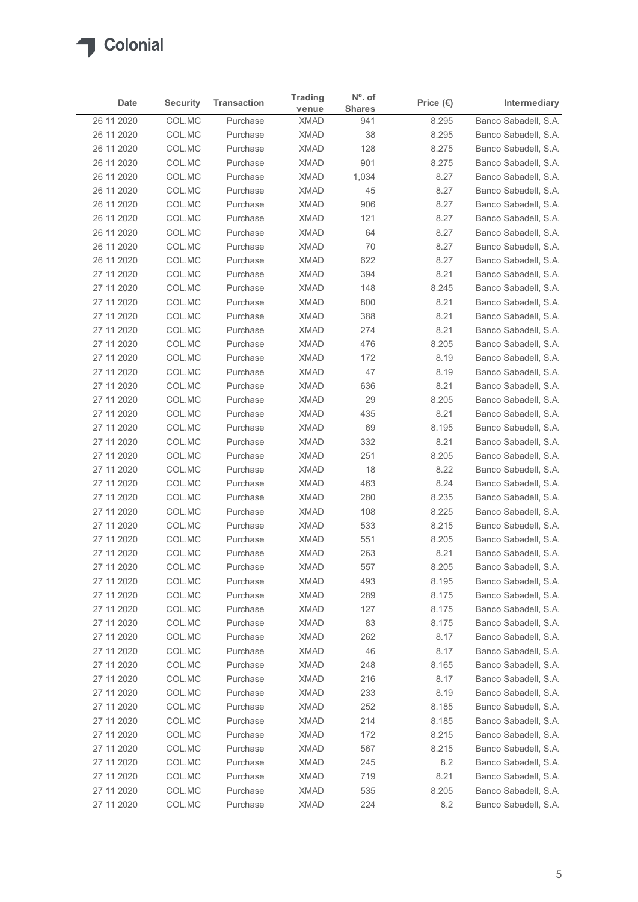| Date | Security | Transaction | Trading venue | Nº. of Shares | Price (€) | Intermediary |
|---|---|---|---|---|---|---|
| 26 11 2020 | COL.MC | Purchase | XMAD | 941 | 8.295 | Banco Sabadell, S.A. |
| 26 11 2020 | COL.MC | Purchase | XMAD | 38 | 8.295 | Banco Sabadell, S.A. |
| 26 11 2020 | COL.MC | Purchase | XMAD | 128 | 8.275 | Banco Sabadell, S.A. |
| 26 11 2020 | COL.MC | Purchase | XMAD | 901 | 8.275 | Banco Sabadell, S.A. |
| 26 11 2020 | COL.MC | Purchase | XMAD | 1,034 | 8.27 | Banco Sabadell, S.A. |
| 26 11 2020 | COL.MC | Purchase | XMAD | 45 | 8.27 | Banco Sabadell, S.A. |
| 26 11 2020 | COL.MC | Purchase | XMAD | 906 | 8.27 | Banco Sabadell, S.A. |
| 26 11 2020 | COL.MC | Purchase | XMAD | 121 | 8.27 | Banco Sabadell, S.A. |
| 26 11 2020 | COL.MC | Purchase | XMAD | 64 | 8.27 | Banco Sabadell, S.A. |
| 26 11 2020 | COL.MC | Purchase | XMAD | 70 | 8.27 | Banco Sabadell, S.A. |
| 26 11 2020 | COL.MC | Purchase | XMAD | 622 | 8.27 | Banco Sabadell, S.A. |
| 27 11 2020 | COL.MC | Purchase | XMAD | 394 | 8.21 | Banco Sabadell, S.A. |
| 27 11 2020 | COL.MC | Purchase | XMAD | 148 | 8.245 | Banco Sabadell, S.A. |
| 27 11 2020 | COL.MC | Purchase | XMAD | 800 | 8.21 | Banco Sabadell, S.A. |
| 27 11 2020 | COL.MC | Purchase | XMAD | 388 | 8.21 | Banco Sabadell, S.A. |
| 27 11 2020 | COL.MC | Purchase | XMAD | 274 | 8.21 | Banco Sabadell, S.A. |
| 27 11 2020 | COL.MC | Purchase | XMAD | 476 | 8.205 | Banco Sabadell, S.A. |
| 27 11 2020 | COL.MC | Purchase | XMAD | 172 | 8.19 | Banco Sabadell, S.A. |
| 27 11 2020 | COL.MC | Purchase | XMAD | 47 | 8.19 | Banco Sabadell, S.A. |
| 27 11 2020 | COL.MC | Purchase | XMAD | 636 | 8.21 | Banco Sabadell, S.A. |
| 27 11 2020 | COL.MC | Purchase | XMAD | 29 | 8.205 | Banco Sabadell, S.A. |
| 27 11 2020 | COL.MC | Purchase | XMAD | 435 | 8.21 | Banco Sabadell, S.A. |
| 27 11 2020 | COL.MC | Purchase | XMAD | 69 | 8.195 | Banco Sabadell, S.A. |
| 27 11 2020 | COL.MC | Purchase | XMAD | 332 | 8.21 | Banco Sabadell, S.A. |
| 27 11 2020 | COL.MC | Purchase | XMAD | 251 | 8.205 | Banco Sabadell, S.A. |
| 27 11 2020 | COL.MC | Purchase | XMAD | 18 | 8.22 | Banco Sabadell, S.A. |
| 27 11 2020 | COL.MC | Purchase | XMAD | 463 | 8.24 | Banco Sabadell, S.A. |
| 27 11 2020 | COL.MC | Purchase | XMAD | 280 | 8.235 | Banco Sabadell, S.A. |
| 27 11 2020 | COL.MC | Purchase | XMAD | 108 | 8.225 | Banco Sabadell, S.A. |
| 27 11 2020 | COL.MC | Purchase | XMAD | 533 | 8.215 | Banco Sabadell, S.A. |
| 27 11 2020 | COL.MC | Purchase | XMAD | 551 | 8.205 | Banco Sabadell, S.A. |
| 27 11 2020 | COL.MC | Purchase | XMAD | 263 | 8.21 | Banco Sabadell, S.A. |
| 27 11 2020 | COL.MC | Purchase | XMAD | 557 | 8.205 | Banco Sabadell, S.A. |
| 27 11 2020 | COL.MC | Purchase | XMAD | 493 | 8.195 | Banco Sabadell, S.A. |
| 27 11 2020 | COL.MC | Purchase | XMAD | 289 | 8.175 | Banco Sabadell, S.A. |
| 27 11 2020 | COL.MC | Purchase | XMAD | 127 | 8.175 | Banco Sabadell, S.A. |
| 27 11 2020 | COL.MC | Purchase | XMAD | 83 | 8.175 | Banco Sabadell, S.A. |
| 27 11 2020 | COL.MC | Purchase | XMAD | 262 | 8.17 | Banco Sabadell, S.A. |
| 27 11 2020 | COL.MC | Purchase | XMAD | 46 | 8.17 | Banco Sabadell, S.A. |
| 27 11 2020 | COL.MC | Purchase | XMAD | 248 | 8.165 | Banco Sabadell, S.A. |
| 27 11 2020 | COL.MC | Purchase | XMAD | 216 | 8.17 | Banco Sabadell, S.A. |
| 27 11 2020 | COL.MC | Purchase | XMAD | 233 | 8.19 | Banco Sabadell, S.A. |
| 27 11 2020 | COL.MC | Purchase | XMAD | 252 | 8.185 | Banco Sabadell, S.A. |
| 27 11 2020 | COL.MC | Purchase | XMAD | 214 | 8.185 | Banco Sabadell, S.A. |
| 27 11 2020 | COL.MC | Purchase | XMAD | 172 | 8.215 | Banco Sabadell, S.A. |
| 27 11 2020 | COL.MC | Purchase | XMAD | 567 | 8.215 | Banco Sabadell, S.A. |
| 27 11 2020 | COL.MC | Purchase | XMAD | 245 | 8.2 | Banco Sabadell, S.A. |
| 27 11 2020 | COL.MC | Purchase | XMAD | 719 | 8.21 | Banco Sabadell, S.A. |
| 27 11 2020 | COL.MC | Purchase | XMAD | 535 | 8.205 | Banco Sabadell, S.A. |
| 27 11 2020 | COL.MC | Purchase | XMAD | 224 | 8.2 | Banco Sabadell, S.A. |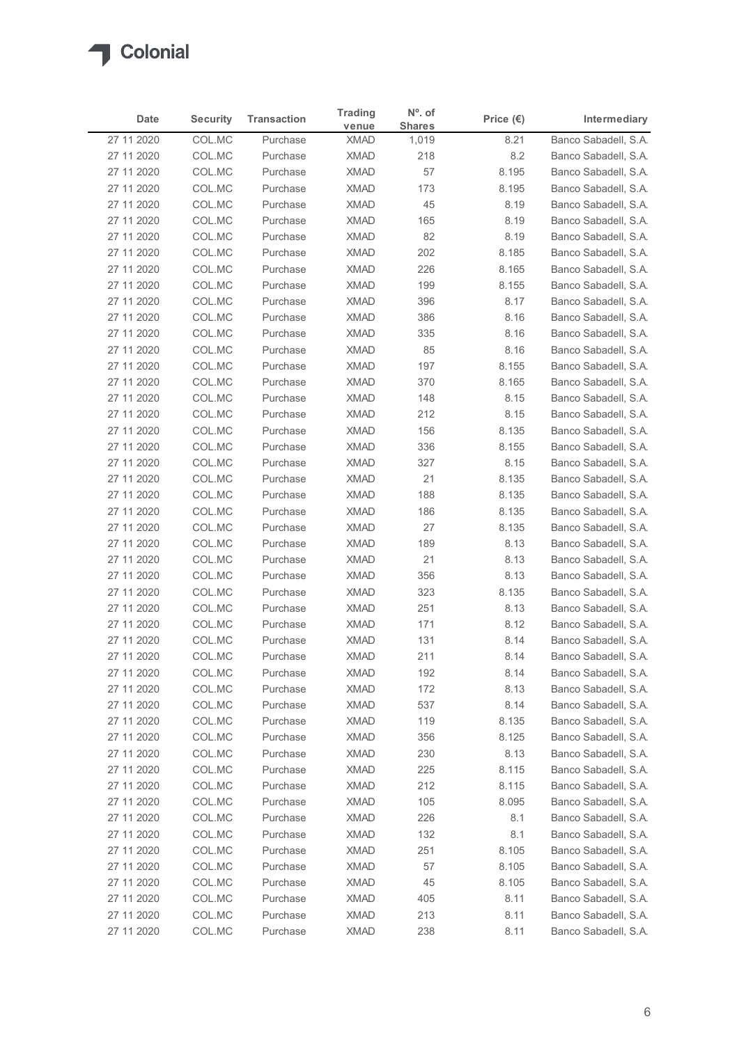| Date | Security | Transaction | Trading venue | Nº. of Shares | Price (€) | Intermediary |
|---|---|---|---|---|---|---|
| 27 11 2020 | COL.MC | Purchase | XMAD | 1,019 | 8.21 | Banco Sabadell, S.A. |
| 27 11 2020 | COL.MC | Purchase | XMAD | 218 | 8.2 | Banco Sabadell, S.A. |
| 27 11 2020 | COL.MC | Purchase | XMAD | 57 | 8.195 | Banco Sabadell, S.A. |
| 27 11 2020 | COL.MC | Purchase | XMAD | 173 | 8.195 | Banco Sabadell, S.A. |
| 27 11 2020 | COL.MC | Purchase | XMAD | 45 | 8.19 | Banco Sabadell, S.A. |
| 27 11 2020 | COL.MC | Purchase | XMAD | 165 | 8.19 | Banco Sabadell, S.A. |
| 27 11 2020 | COL.MC | Purchase | XMAD | 82 | 8.19 | Banco Sabadell, S.A. |
| 27 11 2020 | COL.MC | Purchase | XMAD | 202 | 8.185 | Banco Sabadell, S.A. |
| 27 11 2020 | COL.MC | Purchase | XMAD | 226 | 8.165 | Banco Sabadell, S.A. |
| 27 11 2020 | COL.MC | Purchase | XMAD | 199 | 8.155 | Banco Sabadell, S.A. |
| 27 11 2020 | COL.MC | Purchase | XMAD | 396 | 8.17 | Banco Sabadell, S.A. |
| 27 11 2020 | COL.MC | Purchase | XMAD | 386 | 8.16 | Banco Sabadell, S.A. |
| 27 11 2020 | COL.MC | Purchase | XMAD | 335 | 8.16 | Banco Sabadell, S.A. |
| 27 11 2020 | COL.MC | Purchase | XMAD | 85 | 8.16 | Banco Sabadell, S.A. |
| 27 11 2020 | COL.MC | Purchase | XMAD | 197 | 8.155 | Banco Sabadell, S.A. |
| 27 11 2020 | COL.MC | Purchase | XMAD | 370 | 8.165 | Banco Sabadell, S.A. |
| 27 11 2020 | COL.MC | Purchase | XMAD | 148 | 8.15 | Banco Sabadell, S.A. |
| 27 11 2020 | COL.MC | Purchase | XMAD | 212 | 8.15 | Banco Sabadell, S.A. |
| 27 11 2020 | COL.MC | Purchase | XMAD | 156 | 8.135 | Banco Sabadell, S.A. |
| 27 11 2020 | COL.MC | Purchase | XMAD | 336 | 8.155 | Banco Sabadell, S.A. |
| 27 11 2020 | COL.MC | Purchase | XMAD | 327 | 8.15 | Banco Sabadell, S.A. |
| 27 11 2020 | COL.MC | Purchase | XMAD | 21 | 8.135 | Banco Sabadell, S.A. |
| 27 11 2020 | COL.MC | Purchase | XMAD | 188 | 8.135 | Banco Sabadell, S.A. |
| 27 11 2020 | COL.MC | Purchase | XMAD | 186 | 8.135 | Banco Sabadell, S.A. |
| 27 11 2020 | COL.MC | Purchase | XMAD | 27 | 8.135 | Banco Sabadell, S.A. |
| 27 11 2020 | COL.MC | Purchase | XMAD | 189 | 8.13 | Banco Sabadell, S.A. |
| 27 11 2020 | COL.MC | Purchase | XMAD | 21 | 8.13 | Banco Sabadell, S.A. |
| 27 11 2020 | COL.MC | Purchase | XMAD | 356 | 8.13 | Banco Sabadell, S.A. |
| 27 11 2020 | COL.MC | Purchase | XMAD | 323 | 8.135 | Banco Sabadell, S.A. |
| 27 11 2020 | COL.MC | Purchase | XMAD | 251 | 8.13 | Banco Sabadell, S.A. |
| 27 11 2020 | COL.MC | Purchase | XMAD | 171 | 8.12 | Banco Sabadell, S.A. |
| 27 11 2020 | COL.MC | Purchase | XMAD | 131 | 8.14 | Banco Sabadell, S.A. |
| 27 11 2020 | COL.MC | Purchase | XMAD | 211 | 8.14 | Banco Sabadell, S.A. |
| 27 11 2020 | COL.MC | Purchase | XMAD | 192 | 8.14 | Banco Sabadell, S.A. |
| 27 11 2020 | COL.MC | Purchase | XMAD | 172 | 8.13 | Banco Sabadell, S.A. |
| 27 11 2020 | COL.MC | Purchase | XMAD | 537 | 8.14 | Banco Sabadell, S.A. |
| 27 11 2020 | COL.MC | Purchase | XMAD | 119 | 8.135 | Banco Sabadell, S.A. |
| 27 11 2020 | COL.MC | Purchase | XMAD | 356 | 8.125 | Banco Sabadell, S.A. |
| 27 11 2020 | COL.MC | Purchase | XMAD | 230 | 8.13 | Banco Sabadell, S.A. |
| 27 11 2020 | COL.MC | Purchase | XMAD | 225 | 8.115 | Banco Sabadell, S.A. |
| 27 11 2020 | COL.MC | Purchase | XMAD | 212 | 8.115 | Banco Sabadell, S.A. |
| 27 11 2020 | COL.MC | Purchase | XMAD | 105 | 8.095 | Banco Sabadell, S.A. |
| 27 11 2020 | COL.MC | Purchase | XMAD | 226 | 8.1 | Banco Sabadell, S.A. |
| 27 11 2020 | COL.MC | Purchase | XMAD | 132 | 8.1 | Banco Sabadell, S.A. |
| 27 11 2020 | COL.MC | Purchase | XMAD | 251 | 8.105 | Banco Sabadell, S.A. |
| 27 11 2020 | COL.MC | Purchase | XMAD | 57 | 8.105 | Banco Sabadell, S.A. |
| 27 11 2020 | COL.MC | Purchase | XMAD | 45 | 8.105 | Banco Sabadell, S.A. |
| 27 11 2020 | COL.MC | Purchase | XMAD | 405 | 8.11 | Banco Sabadell, S.A. |
| 27 11 2020 | COL.MC | Purchase | XMAD | 213 | 8.11 | Banco Sabadell, S.A. |
| 27 11 2020 | COL.MC | Purchase | XMAD | 238 | 8.11 | Banco Sabadell, S.A. |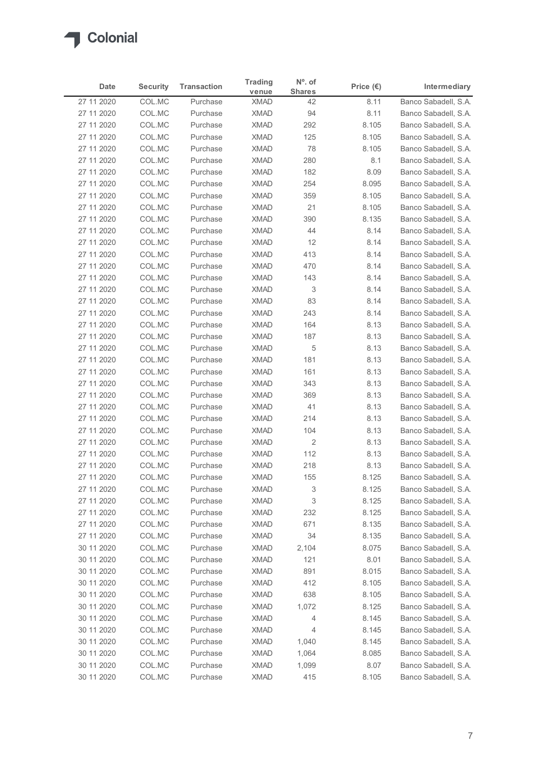Colonial

| Date | Security | Transaction | Trading venue | Nº. of Shares | Price (€) | Intermediary |
|---|---|---|---|---|---|---|
| 27 11 2020 | COL.MC | Purchase | XMAD | 42 | 8.11 | Banco Sabadell, S.A. |
| 27 11 2020 | COL.MC | Purchase | XMAD | 94 | 8.11 | Banco Sabadell, S.A. |
| 27 11 2020 | COL.MC | Purchase | XMAD | 292 | 8.105 | Banco Sabadell, S.A. |
| 27 11 2020 | COL.MC | Purchase | XMAD | 125 | 8.105 | Banco Sabadell, S.A. |
| 27 11 2020 | COL.MC | Purchase | XMAD | 78 | 8.105 | Banco Sabadell, S.A. |
| 27 11 2020 | COL.MC | Purchase | XMAD | 280 | 8.1 | Banco Sabadell, S.A. |
| 27 11 2020 | COL.MC | Purchase | XMAD | 182 | 8.09 | Banco Sabadell, S.A. |
| 27 11 2020 | COL.MC | Purchase | XMAD | 254 | 8.095 | Banco Sabadell, S.A. |
| 27 11 2020 | COL.MC | Purchase | XMAD | 359 | 8.105 | Banco Sabadell, S.A. |
| 27 11 2020 | COL.MC | Purchase | XMAD | 21 | 8.105 | Banco Sabadell, S.A. |
| 27 11 2020 | COL.MC | Purchase | XMAD | 390 | 8.135 | Banco Sabadell, S.A. |
| 27 11 2020 | COL.MC | Purchase | XMAD | 44 | 8.14 | Banco Sabadell, S.A. |
| 27 11 2020 | COL.MC | Purchase | XMAD | 12 | 8.14 | Banco Sabadell, S.A. |
| 27 11 2020 | COL.MC | Purchase | XMAD | 413 | 8.14 | Banco Sabadell, S.A. |
| 27 11 2020 | COL.MC | Purchase | XMAD | 470 | 8.14 | Banco Sabadell, S.A. |
| 27 11 2020 | COL.MC | Purchase | XMAD | 143 | 8.14 | Banco Sabadell, S.A. |
| 27 11 2020 | COL.MC | Purchase | XMAD | 3 | 8.14 | Banco Sabadell, S.A. |
| 27 11 2020 | COL.MC | Purchase | XMAD | 83 | 8.14 | Banco Sabadell, S.A. |
| 27 11 2020 | COL.MC | Purchase | XMAD | 243 | 8.14 | Banco Sabadell, S.A. |
| 27 11 2020 | COL.MC | Purchase | XMAD | 164 | 8.13 | Banco Sabadell, S.A. |
| 27 11 2020 | COL.MC | Purchase | XMAD | 187 | 8.13 | Banco Sabadell, S.A. |
| 27 11 2020 | COL.MC | Purchase | XMAD | 5 | 8.13 | Banco Sabadell, S.A. |
| 27 11 2020 | COL.MC | Purchase | XMAD | 181 | 8.13 | Banco Sabadell, S.A. |
| 27 11 2020 | COL.MC | Purchase | XMAD | 161 | 8.13 | Banco Sabadell, S.A. |
| 27 11 2020 | COL.MC | Purchase | XMAD | 343 | 8.13 | Banco Sabadell, S.A. |
| 27 11 2020 | COL.MC | Purchase | XMAD | 369 | 8.13 | Banco Sabadell, S.A. |
| 27 11 2020 | COL.MC | Purchase | XMAD | 41 | 8.13 | Banco Sabadell, S.A. |
| 27 11 2020 | COL.MC | Purchase | XMAD | 214 | 8.13 | Banco Sabadell, S.A. |
| 27 11 2020 | COL.MC | Purchase | XMAD | 104 | 8.13 | Banco Sabadell, S.A. |
| 27 11 2020 | COL.MC | Purchase | XMAD | 2 | 8.13 | Banco Sabadell, S.A. |
| 27 11 2020 | COL.MC | Purchase | XMAD | 112 | 8.13 | Banco Sabadell, S.A. |
| 27 11 2020 | COL.MC | Purchase | XMAD | 218 | 8.13 | Banco Sabadell, S.A. |
| 27 11 2020 | COL.MC | Purchase | XMAD | 155 | 8.125 | Banco Sabadell, S.A. |
| 27 11 2020 | COL.MC | Purchase | XMAD | 3 | 8.125 | Banco Sabadell, S.A. |
| 27 11 2020 | COL.MC | Purchase | XMAD | 3 | 8.125 | Banco Sabadell, S.A. |
| 27 11 2020 | COL.MC | Purchase | XMAD | 232 | 8.125 | Banco Sabadell, S.A. |
| 27 11 2020 | COL.MC | Purchase | XMAD | 671 | 8.135 | Banco Sabadell, S.A. |
| 27 11 2020 | COL.MC | Purchase | XMAD | 34 | 8.135 | Banco Sabadell, S.A. |
| 30 11 2020 | COL.MC | Purchase | XMAD | 2,104 | 8.075 | Banco Sabadell, S.A. |
| 30 11 2020 | COL.MC | Purchase | XMAD | 121 | 8.01 | Banco Sabadell, S.A. |
| 30 11 2020 | COL.MC | Purchase | XMAD | 891 | 8.015 | Banco Sabadell, S.A. |
| 30 11 2020 | COL.MC | Purchase | XMAD | 412 | 8.105 | Banco Sabadell, S.A. |
| 30 11 2020 | COL.MC | Purchase | XMAD | 638 | 8.105 | Banco Sabadell, S.A. |
| 30 11 2020 | COL.MC | Purchase | XMAD | 1,072 | 8.125 | Banco Sabadell, S.A. |
| 30 11 2020 | COL.MC | Purchase | XMAD | 4 | 8.145 | Banco Sabadell, S.A. |
| 30 11 2020 | COL.MC | Purchase | XMAD | 4 | 8.145 | Banco Sabadell, S.A. |
| 30 11 2020 | COL.MC | Purchase | XMAD | 1,040 | 8.145 | Banco Sabadell, S.A. |
| 30 11 2020 | COL.MC | Purchase | XMAD | 1,064 | 8.085 | Banco Sabadell, S.A. |
| 30 11 2020 | COL.MC | Purchase | XMAD | 1,099 | 8.07 | Banco Sabadell, S.A. |
| 30 11 2020 | COL.MC | Purchase | XMAD | 415 | 8.105 | Banco Sabadell, S.A. |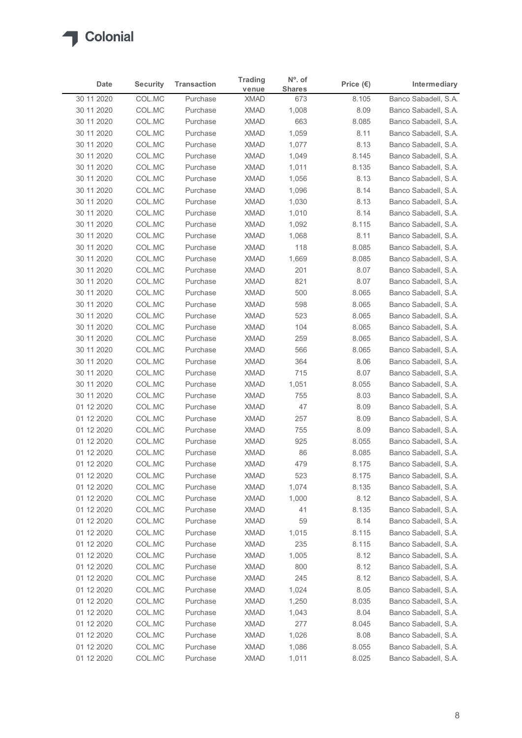| Date | Security | Transaction | Trading venue | Nº. of Shares | Price (€) | Intermediary |
|---|---|---|---|---|---|---|
| 30 11 2020 | COL.MC | Purchase | XMAD | 673 | 8.105 | Banco Sabadell, S.A. |
| 30 11 2020 | COL.MC | Purchase | XMAD | 1,008 | 8.09 | Banco Sabadell, S.A. |
| 30 11 2020 | COL.MC | Purchase | XMAD | 663 | 8.085 | Banco Sabadell, S.A. |
| 30 11 2020 | COL.MC | Purchase | XMAD | 1,059 | 8.11 | Banco Sabadell, S.A. |
| 30 11 2020 | COL.MC | Purchase | XMAD | 1,077 | 8.13 | Banco Sabadell, S.A. |
| 30 11 2020 | COL.MC | Purchase | XMAD | 1,049 | 8.145 | Banco Sabadell, S.A. |
| 30 11 2020 | COL.MC | Purchase | XMAD | 1,011 | 8.135 | Banco Sabadell, S.A. |
| 30 11 2020 | COL.MC | Purchase | XMAD | 1,056 | 8.13 | Banco Sabadell, S.A. |
| 30 11 2020 | COL.MC | Purchase | XMAD | 1,096 | 8.14 | Banco Sabadell, S.A. |
| 30 11 2020 | COL.MC | Purchase | XMAD | 1,030 | 8.13 | Banco Sabadell, S.A. |
| 30 11 2020 | COL.MC | Purchase | XMAD | 1,010 | 8.14 | Banco Sabadell, S.A. |
| 30 11 2020 | COL.MC | Purchase | XMAD | 1,092 | 8.115 | Banco Sabadell, S.A. |
| 30 11 2020 | COL.MC | Purchase | XMAD | 1,068 | 8.11 | Banco Sabadell, S.A. |
| 30 11 2020 | COL.MC | Purchase | XMAD | 118 | 8.085 | Banco Sabadell, S.A. |
| 30 11 2020 | COL.MC | Purchase | XMAD | 1,669 | 8.085 | Banco Sabadell, S.A. |
| 30 11 2020 | COL.MC | Purchase | XMAD | 201 | 8.07 | Banco Sabadell, S.A. |
| 30 11 2020 | COL.MC | Purchase | XMAD | 821 | 8.07 | Banco Sabadell, S.A. |
| 30 11 2020 | COL.MC | Purchase | XMAD | 500 | 8.065 | Banco Sabadell, S.A. |
| 30 11 2020 | COL.MC | Purchase | XMAD | 598 | 8.065 | Banco Sabadell, S.A. |
| 30 11 2020 | COL.MC | Purchase | XMAD | 523 | 8.065 | Banco Sabadell, S.A. |
| 30 11 2020 | COL.MC | Purchase | XMAD | 104 | 8.065 | Banco Sabadell, S.A. |
| 30 11 2020 | COL.MC | Purchase | XMAD | 259 | 8.065 | Banco Sabadell, S.A. |
| 30 11 2020 | COL.MC | Purchase | XMAD | 566 | 8.065 | Banco Sabadell, S.A. |
| 30 11 2020 | COL.MC | Purchase | XMAD | 364 | 8.06 | Banco Sabadell, S.A. |
| 30 11 2020 | COL.MC | Purchase | XMAD | 715 | 8.07 | Banco Sabadell, S.A. |
| 30 11 2020 | COL.MC | Purchase | XMAD | 1,051 | 8.055 | Banco Sabadell, S.A. |
| 30 11 2020 | COL.MC | Purchase | XMAD | 755 | 8.03 | Banco Sabadell, S.A. |
| 01 12 2020 | COL.MC | Purchase | XMAD | 47 | 8.09 | Banco Sabadell, S.A. |
| 01 12 2020 | COL.MC | Purchase | XMAD | 257 | 8.09 | Banco Sabadell, S.A. |
| 01 12 2020 | COL.MC | Purchase | XMAD | 755 | 8.09 | Banco Sabadell, S.A. |
| 01 12 2020 | COL.MC | Purchase | XMAD | 925 | 8.055 | Banco Sabadell, S.A. |
| 01 12 2020 | COL.MC | Purchase | XMAD | 86 | 8.085 | Banco Sabadell, S.A. |
| 01 12 2020 | COL.MC | Purchase | XMAD | 479 | 8.175 | Banco Sabadell, S.A. |
| 01 12 2020 | COL.MC | Purchase | XMAD | 523 | 8.175 | Banco Sabadell, S.A. |
| 01 12 2020 | COL.MC | Purchase | XMAD | 1,074 | 8.135 | Banco Sabadell, S.A. |
| 01 12 2020 | COL.MC | Purchase | XMAD | 1,000 | 8.12 | Banco Sabadell, S.A. |
| 01 12 2020 | COL.MC | Purchase | XMAD | 41 | 8.135 | Banco Sabadell, S.A. |
| 01 12 2020 | COL.MC | Purchase | XMAD | 59 | 8.14 | Banco Sabadell, S.A. |
| 01 12 2020 | COL.MC | Purchase | XMAD | 1,015 | 8.115 | Banco Sabadell, S.A. |
| 01 12 2020 | COL.MC | Purchase | XMAD | 235 | 8.115 | Banco Sabadell, S.A. |
| 01 12 2020 | COL.MC | Purchase | XMAD | 1,005 | 8.12 | Banco Sabadell, S.A. |
| 01 12 2020 | COL.MC | Purchase | XMAD | 800 | 8.12 | Banco Sabadell, S.A. |
| 01 12 2020 | COL.MC | Purchase | XMAD | 245 | 8.12 | Banco Sabadell, S.A. |
| 01 12 2020 | COL.MC | Purchase | XMAD | 1,024 | 8.05 | Banco Sabadell, S.A. |
| 01 12 2020 | COL.MC | Purchase | XMAD | 1,250 | 8.035 | Banco Sabadell, S.A. |
| 01 12 2020 | COL.MC | Purchase | XMAD | 1,043 | 8.04 | Banco Sabadell, S.A. |
| 01 12 2020 | COL.MC | Purchase | XMAD | 277 | 8.045 | Banco Sabadell, S.A. |
| 01 12 2020 | COL.MC | Purchase | XMAD | 1,026 | 8.08 | Banco Sabadell, S.A. |
| 01 12 2020 | COL.MC | Purchase | XMAD | 1,086 | 8.055 | Banco Sabadell, S.A. |
| 01 12 2020 | COL.MC | Purchase | XMAD | 1,011 | 8.025 | Banco Sabadell, S.A. |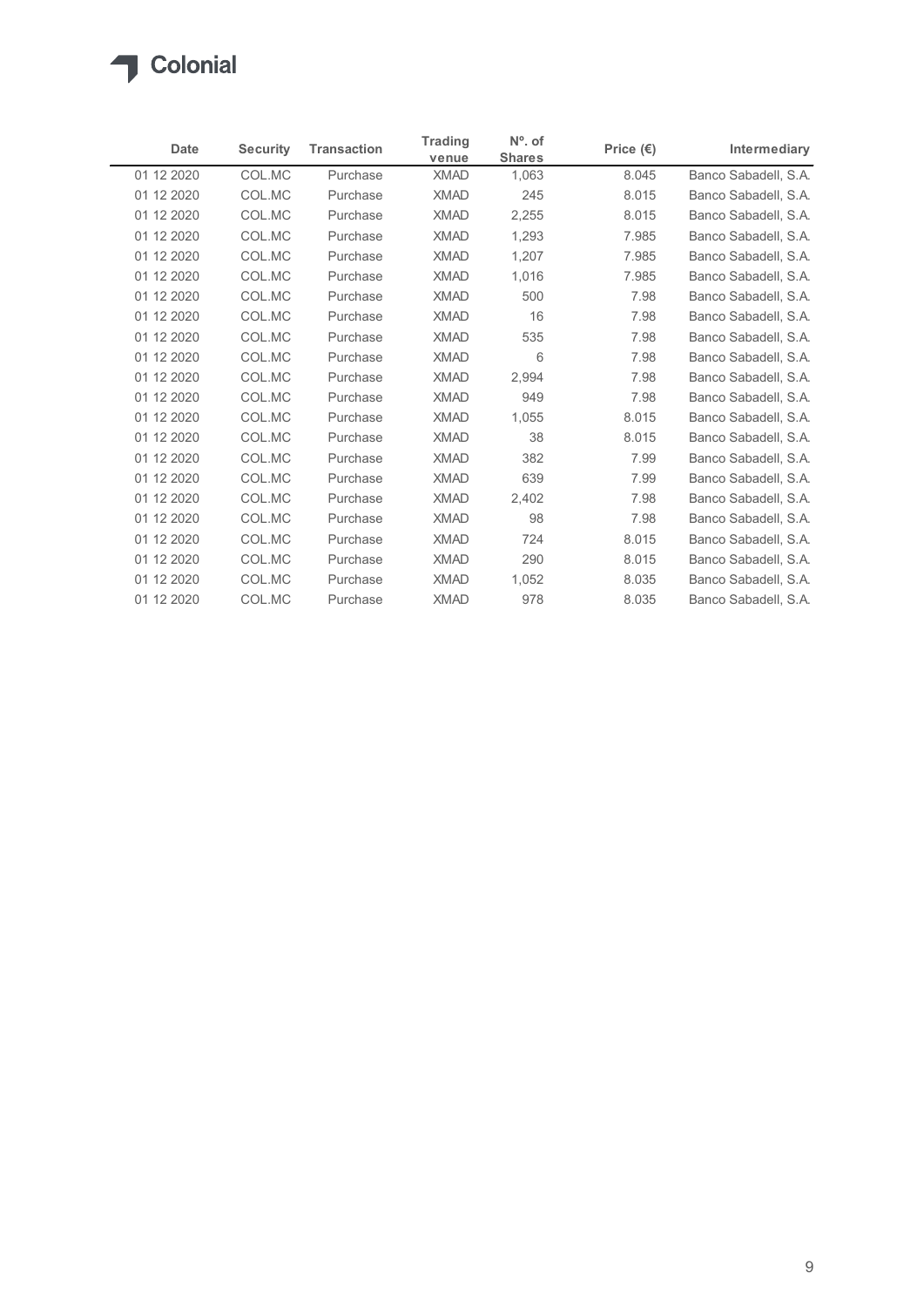| Date | Security | Transaction | Trading venue | Nº. of Shares | Price (€) | Intermediary |
|---|---|---|---|---|---|---|
| 01 12 2020 | COL.MC | Purchase | XMAD | 1,063 | 8.045 | Banco Sabadell, S.A. |
| 01 12 2020 | COL.MC | Purchase | XMAD | 245 | 8.015 | Banco Sabadell, S.A. |
| 01 12 2020 | COL.MC | Purchase | XMAD | 2,255 | 8.015 | Banco Sabadell, S.A. |
| 01 12 2020 | COL.MC | Purchase | XMAD | 1,293 | 7.985 | Banco Sabadell, S.A. |
| 01 12 2020 | COL.MC | Purchase | XMAD | 1,207 | 7.985 | Banco Sabadell, S.A. |
| 01 12 2020 | COL.MC | Purchase | XMAD | 1,016 | 7.985 | Banco Sabadell, S.A. |
| 01 12 2020 | COL.MC | Purchase | XMAD | 500 | 7.98 | Banco Sabadell, S.A. |
| 01 12 2020 | COL.MC | Purchase | XMAD | 16 | 7.98 | Banco Sabadell, S.A. |
| 01 12 2020 | COL.MC | Purchase | XMAD | 535 | 7.98 | Banco Sabadell, S.A. |
| 01 12 2020 | COL.MC | Purchase | XMAD | 6 | 7.98 | Banco Sabadell, S.A. |
| 01 12 2020 | COL.MC | Purchase | XMAD | 2,994 | 7.98 | Banco Sabadell, S.A. |
| 01 12 2020 | COL.MC | Purchase | XMAD | 949 | 7.98 | Banco Sabadell, S.A. |
| 01 12 2020 | COL.MC | Purchase | XMAD | 1,055 | 8.015 | Banco Sabadell, S.A. |
| 01 12 2020 | COL.MC | Purchase | XMAD | 38 | 8.015 | Banco Sabadell, S.A. |
| 01 12 2020 | COL.MC | Purchase | XMAD | 382 | 7.99 | Banco Sabadell, S.A. |
| 01 12 2020 | COL.MC | Purchase | XMAD | 639 | 7.99 | Banco Sabadell, S.A. |
| 01 12 2020 | COL.MC | Purchase | XMAD | 2,402 | 7.98 | Banco Sabadell, S.A. |
| 01 12 2020 | COL.MC | Purchase | XMAD | 98 | 7.98 | Banco Sabadell, S.A. |
| 01 12 2020 | COL.MC | Purchase | XMAD | 724 | 8.015 | Banco Sabadell, S.A. |
| 01 12 2020 | COL.MC | Purchase | XMAD | 290 | 8.015 | Banco Sabadell, S.A. |
| 01 12 2020 | COL.MC | Purchase | XMAD | 1,052 | 8.035 | Banco Sabadell, S.A. |
| 01 12 2020 | COL.MC | Purchase | XMAD | 978 | 8.035 | Banco Sabadell, S.A. |